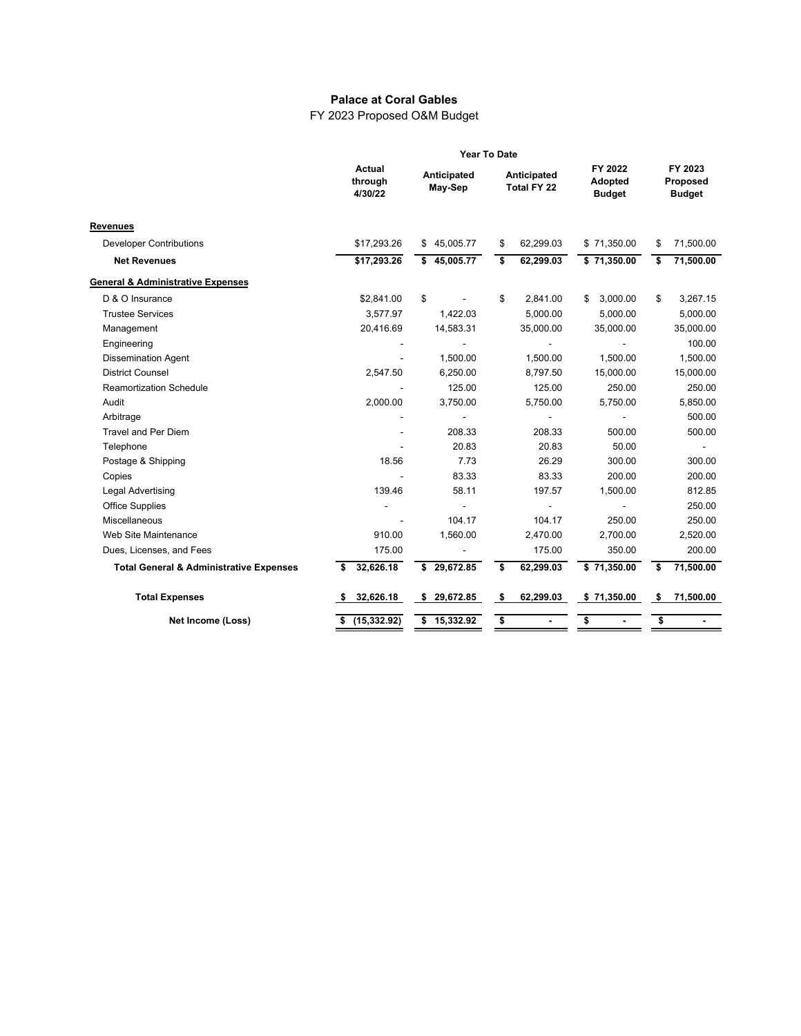# Palace at Coral Gables

## FY 2023 Proposed O&M Budget

| | Year To Date | | | | |
|---|---|---|---|---|---|
| | Actual through 4/30/22 | Anticipated May-Sep | Anticipated Total FY 22 | FY 2022 Adopted Budget | FY 2023 Proposed Budget |
| **Revenues** | | | | | |
| Developer Contributions | $17,293.26 | $ 45,005.77 | $ 62,299.03 | $ 71,350.00 | $ 71,500.00 |
| **Net Revenues** | **$17,293.26** | **$ 45,005.77** | **$ 62,299.03** | **$ 71,350.00** | **$ 71,500.00** |
| **General & Administrative Expenses** | | | | | |
| D & O Insurance | $2,841.00 | $ - | $ 2,841.00 | $ 3,000.00 | $ 3,267.15 |
| Trustee Services | 3,577.97 | 1,422.03 | 5,000.00 | 5,000.00 | 5,000.00 |
| Management | 20,416.69 | 14,583.31 | 35,000.00 | 35,000.00 | 35,000.00 |
| Engineering | - | - | - | - | 100.00 |
| Dissemination Agent | - | 1,500.00 | 1,500.00 | 1,500.00 | 1,500.00 |
| District Counsel | 2,547.50 | 6,250.00 | 8,797.50 | 15,000.00 | 15,000.00 |
| Reamortization Schedule | - | 125.00 | 125.00 | 250.00 | 250.00 |
| Audit | 2,000.00 | 3,750.00 | 5,750.00 | 5,750.00 | 5,850.00 |
| Arbitrage | - | - | - | - | 500.00 |
| Travel and Per Diem | - | 208.33 | 208.33 | 500.00 | 500.00 |
| Telephone | - | 20.83 | 20.83 | 50.00 | - |
| Postage & Shipping | 18.56 | 7.73 | 26.29 | 300.00 | 300.00 |
| Copies | - | 83.33 | 83.33 | 200.00 | 200.00 |
| Legal Advertising | 139.46 | 58.11 | 197.57 | 1,500.00 | 812.85 |
| Office Supplies | - | - | - | - | 250.00 |
| Miscellaneous | - | 104.17 | 104.17 | 250.00 | 250.00 |
| Web Site Maintenance | 910.00 | 1,560.00 | 2,470.00 | 2,700.00 | 2,520.00 |
| Dues, Licenses, and Fees | 175.00 | - | 175.00 | 350.00 | 200.00 |
| **Total General & Administrative Expenses** | **$ 32,626.18** | **$ 29,672.85** | **$ 62,299.03** | **$ 71,350.00** | **$ 71,500.00** |
| **Total Expenses** | **$ 32,626.18** | **$ 29,672.85** | **$ 62,299.03** | **$ 71,350.00** | **$ 71,500.00** |
| **Net Income (Loss)** | **$ (15,332.92)** | **$ 15,332.92** | **$ -** | **$ -** | **$ -** |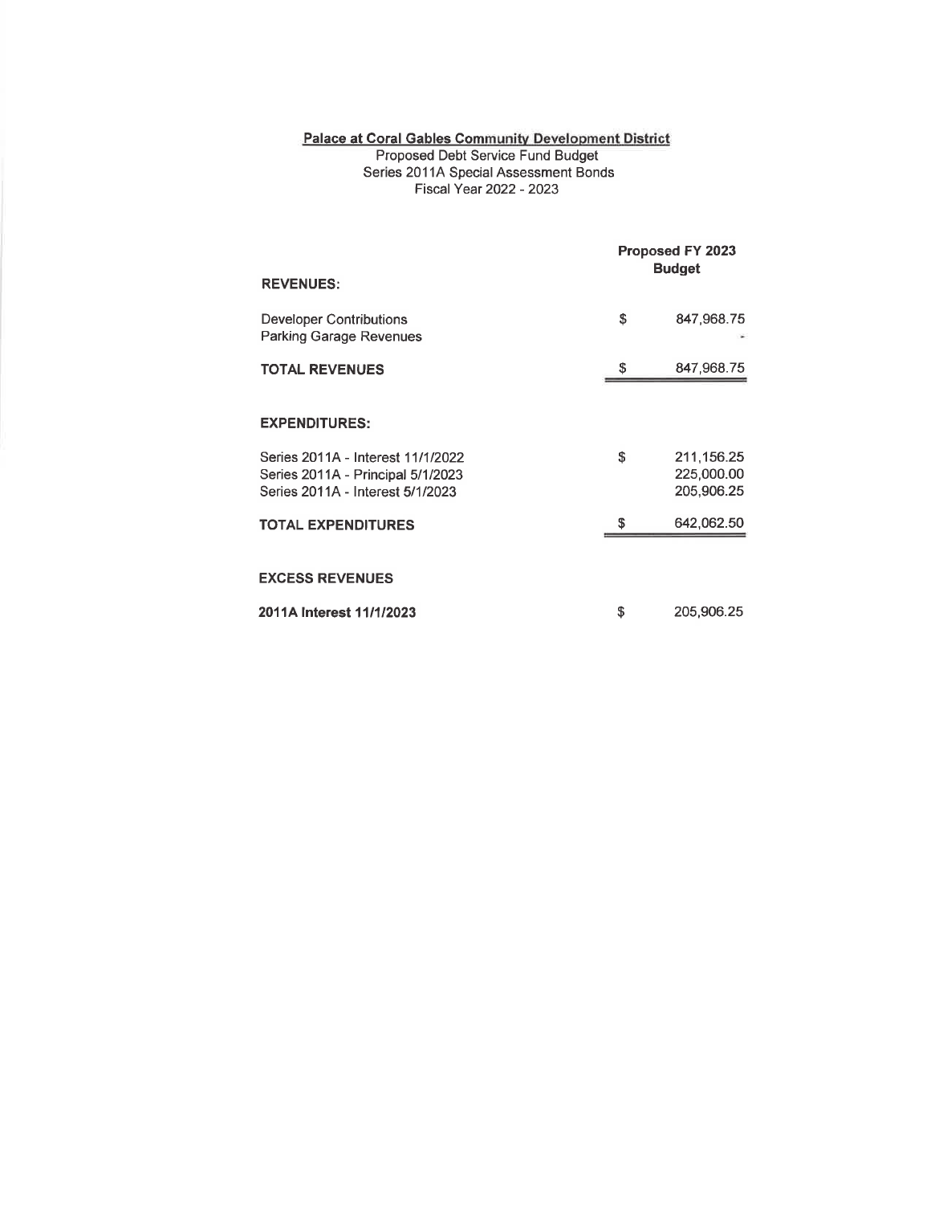**Palace at Coral Gables Community Development District**

Proposed Debt Service Fund Budget
Series 2011A Special Assessment Bonds
Fiscal Year 2022 - 2023

| | | Proposed FY 2023 Budget |
|---|---|---|
| **REVENUES:** | | |
| Developer Contributions | $ | 847,968.75 |
| Parking Garage Revenues | | - |
| **TOTAL REVENUES** | $ | 847,968.75 |
| | | |
| **EXPENDITURES:** | | |
| Series 2011A - Interest 11/1/2022 | $ | 211,156.25 |
| Series 2011A - Principal 5/1/2023 | | 225,000.00 |
| Series 2011A - Interest 5/1/2023 | | 205,906.25 |
| **TOTAL EXPENDITURES** | $ | 642,062.50 |
| | | |
| **EXCESS REVENUES** | | |
| **2011A Interest 11/1/2023** | $ | 205,906.25 |